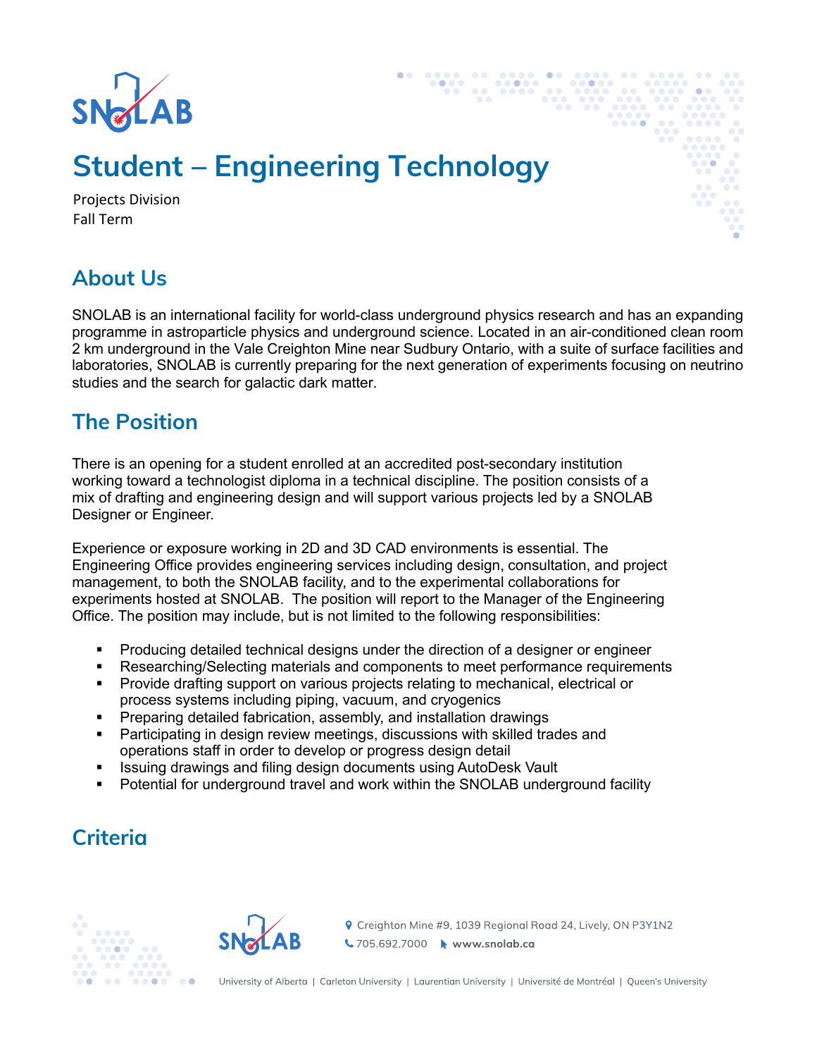# Student – Engineering Technology

Projects Division
Fall Term

## About Us

SNOLAB is an international facility for world-class underground physics research and has an expanding programme in astroparticle physics and underground science. Located in an air-conditioned clean room 2 km underground in the Vale Creighton Mine near Sudbury Ontario, with a suite of surface facilities and laboratories, SNOLAB is currently preparing for the next generation of experiments focusing on neutrino studies and the search for galactic dark matter.

## The Position

There is an opening for a student enrolled at an accredited post-secondary institution working toward a technologist diploma in a technical discipline. The position consists of a mix of drafting and engineering design and will support various projects led by a SNOLAB Designer or Engineer.

Experience or exposure working in 2D and 3D CAD environments is essential. The Engineering Office provides engineering services including design, consultation, and project management, to both the SNOLAB facility, and to the experimental collaborations for experiments hosted at SNOLAB. The position will report to the Manager of the Engineering Office. The position may include, but is not limited to the following responsibilities:

- Producing detailed technical designs under the direction of a designer or engineer
- Researching/Selecting materials and components to meet performance requirements
- Provide drafting support on various projects relating to mechanical, electrical or process systems including piping, vacuum, and cryogenics
- Preparing detailed fabrication, assembly, and installation drawings
- Participating in design review meetings, discussions with skilled trades and operations staff in order to develop or progress design detail
- Issuing drawings and filing design documents using AutoDesk Vault
- Potential for underground travel and work within the SNOLAB underground facility

## Criteria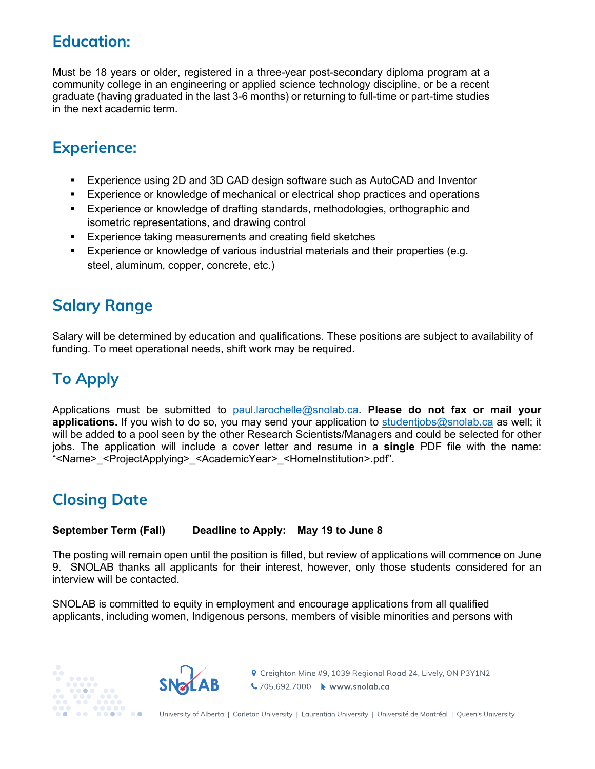## Education:

Must be 18 years or older, registered in a three-year post-secondary diploma program at a community college in an engineering or applied science technology discipline, or be a recent graduate (having graduated in the last 3-6 months) or returning to full-time or part-time studies in the next academic term.

## Experience:

- Experience using 2D and 3D CAD design software such as AutoCAD and Inventor
- Experience or knowledge of mechanical or electrical shop practices and operations
- Experience or knowledge of drafting standards, methodologies, orthographic and isometric representations, and drawing control
- Experience taking measurements and creating field sketches
- Experience or knowledge of various industrial materials and their properties (e.g. steel, aluminum, copper, concrete, etc.)

## Salary Range

Salary will be determined by education and qualifications. These positions are subject to availability of funding. To meet operational needs, shift work may be required.

## To Apply

Applications must be submitted to paul.larochelle@snolab.ca. **Please do not fax or mail your applications.** If you wish to do so, you may send your application to studentjobs@snolab.ca as well; it will be added to a pool seen by the other Research Scientists/Managers and could be selected for other jobs. The application will include a cover letter and resume in a **single** PDF file with the name: "<Name>_<ProjectApplying>_<AcademicYear>_<HomeInstitution>.pdf".

## Closing Date

**September Term (Fall) Deadline to Apply: May 19 to June 8**

The posting will remain open until the position is filled, but review of applications will commence on June 9. SNOLAB thanks all applicants for their interest, however, only those students considered for an interview will be contacted.

SNOLAB is committed to equity in employment and encourage applications from all qualified applicants, including women, Indigenous persons, members of visible minorities and persons with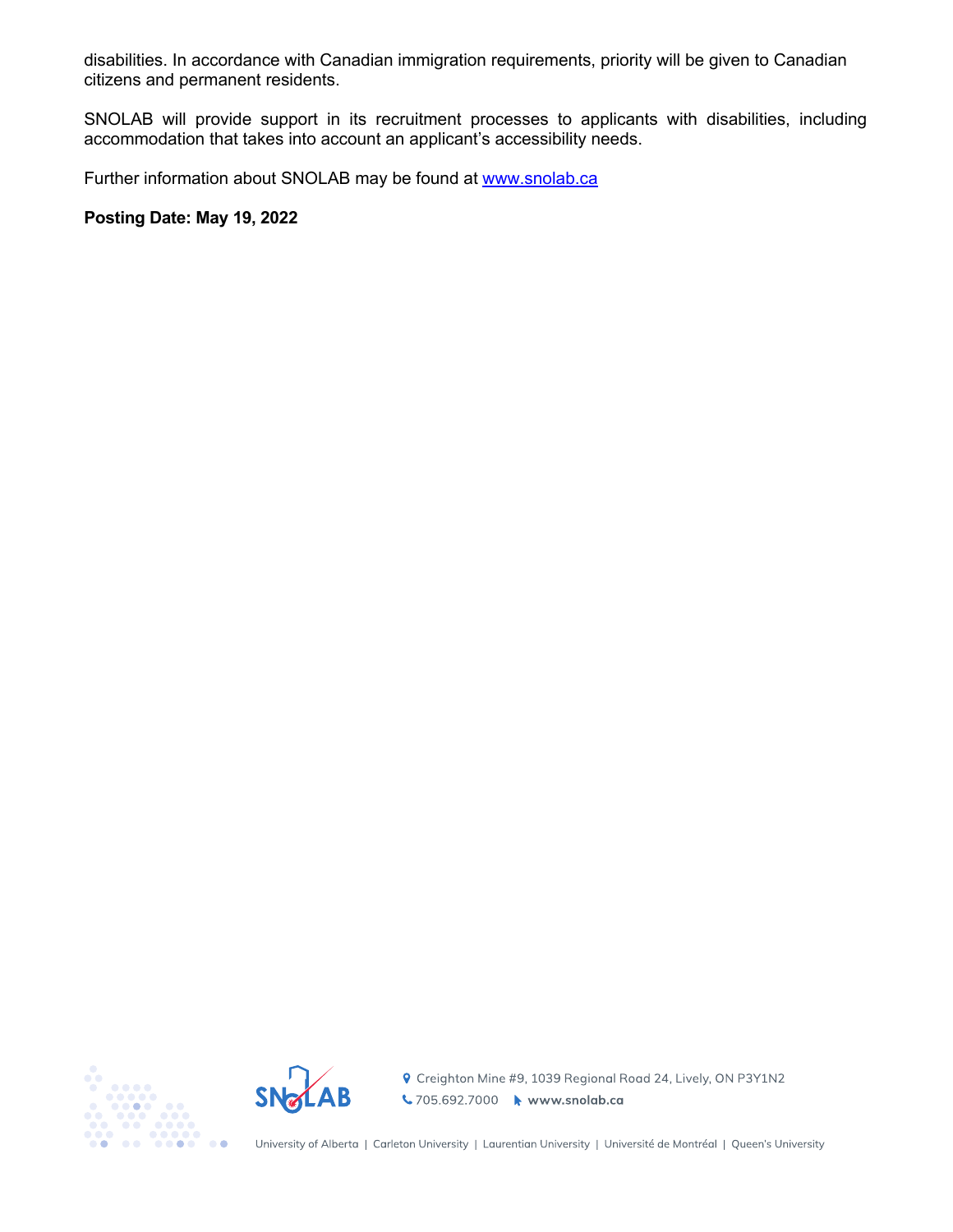disabilities. In accordance with Canadian immigration requirements, priority will be given to Canadian citizens and permanent residents.

SNOLAB will provide support in its recruitment processes to applicants with disabilities, including accommodation that takes into account an applicant's accessibility needs.

Further information about SNOLAB may be found at [www.snolab.ca](http://www.snolab.ca)

**Posting Date: May 19, 2022**